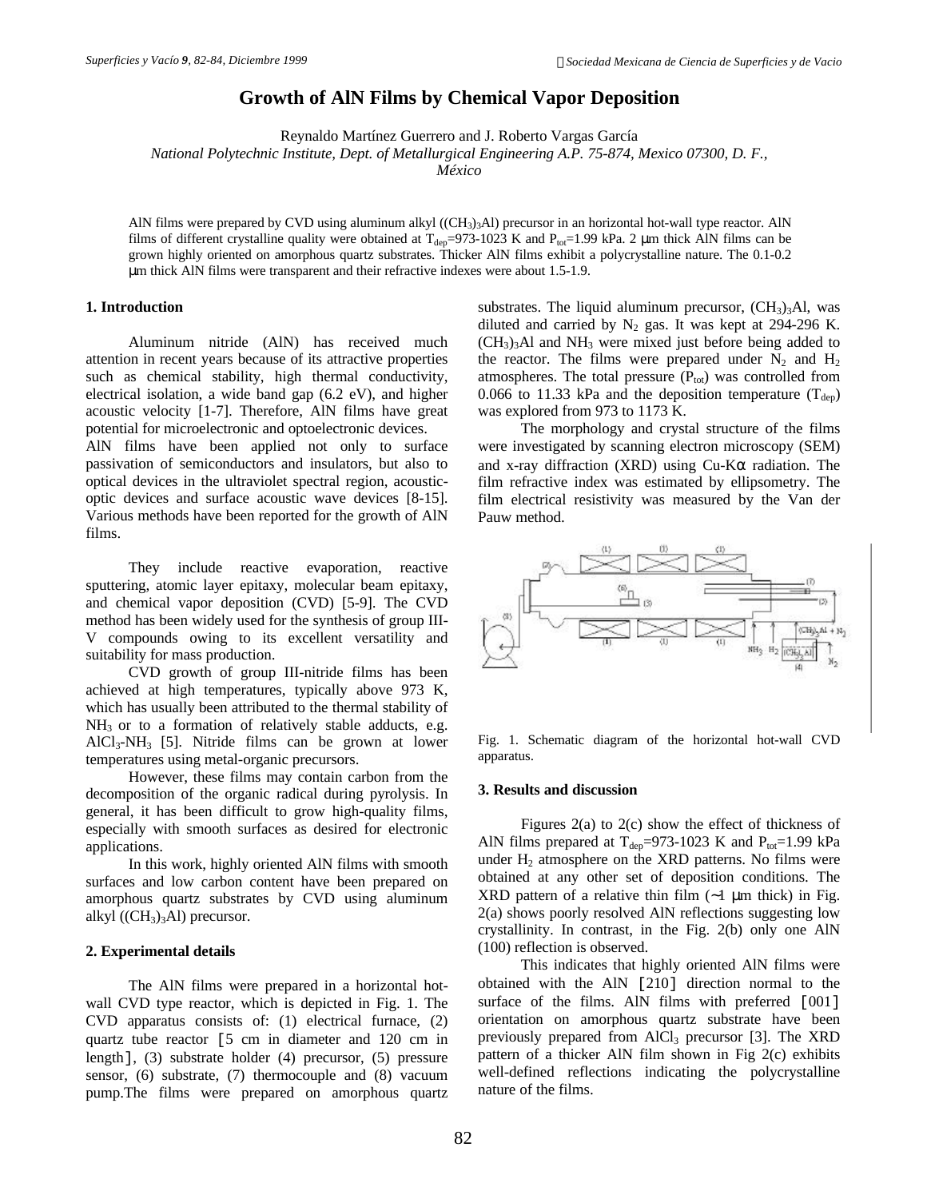# Growth of AlN Films by Chemical Vapor Deposition

Reynaldo Martínez Guerrero and J. Roberto Vargas García

*National Polytechnic Institute, Dept. of Metallurgical Engineering A.P. 75-874, Mexico 07300, D. F., México*

AlN films were prepared by CVD using aluminum alkyl ($(CH_3)_3Al$) precursor in an horizontal hot-wall type reactor. AlN films of different crystalline quality were obtained at $T_{dep}$=973-1023 K and $P_{tot}$=1.99 kPa. 2 μm thick AlN films can be grown highly oriented on amorphous quartz substrates. Thicker AlN films exhibit a polycrystalline nature. The 0.1-0.2 μm thick AlN films were transparent and their refractive indexes were about 1.5-1.9.

## 1. Introduction

Aluminum nitride (AlN) has received much attention in recent years because of its attractive properties such as chemical stability, high thermal conductivity, electrical isolation, a wide band gap (6.2 eV), and higher acoustic velocity [1-7]. Therefore, AlN films have great potential for microelectronic and optoelectronic devices.

AlN films have been applied not only to surface passivation of semiconductors and insulators, but also to optical devices in the ultraviolet spectral region, acoustic-optic devices and surface acoustic wave devices [8-15]. Various methods have been reported for the growth of AlN films.

They include reactive evaporation, reactive sputtering, atomic layer epitaxy, molecular beam epitaxy, and chemical vapor deposition (CVD) [5-9]. The CVD method has been widely used for the synthesis of group III-V compounds owing to its excellent versatility and suitability for mass production.

CVD growth of group III-nitride films has been achieved at high temperatures, typically above 973 K, which has usually been attributed to the thermal stability of $NH_3$ or to a formation of relatively stable adducts, e.g. $AlCl_3$-$NH_3$ [5]. Nitride films can be grown at lower temperatures using metal-organic precursors.

However, these films may contain carbon from the decomposition of the organic radical during pyrolysis. In general, it has been difficult to grow high-quality films, especially with smooth surfaces as desired for electronic applications.

In this work, highly oriented AlN films with smooth surfaces and low carbon content have been prepared on amorphous quartz substrates by CVD using aluminum alkyl ($(CH_3)_3Al$) precursor.

## 2. Experimental details

The AlN films were prepared in a horizontal hot-wall CVD type reactor, which is depicted in Fig. 1. The CVD apparatus consists of: (1) electrical furnace, (2) quartz tube reactor [5 cm in diameter and 120 cm in length], (3) substrate holder (4) precursor, (5) pressure sensor, (6) substrate, (7) thermocouple and (8) vacuum pump.The films were prepared on amorphous quartz substrates. The liquid aluminum precursor, $(CH_3)_3Al$, was diluted and carried by $N_2$ gas. It was kept at 294-296 K. $(CH_3)_3Al$ and $NH_3$ were mixed just before being added to the reactor. The films were prepared under $N_2$ and $H_2$ atmospheres. The total pressure ($P_{tot}$) was controlled from 0.066 to 11.33 kPa and the deposition temperature ($T_{dep}$) was explored from 973 to 1173 K.

The morphology and crystal structure of the films were investigated by scanning electron microscopy (SEM) and x-ray diffraction (XRD) using Cu-Kα radiation. The film refractive index was estimated by ellipsometry. The film electrical resistivity was measured by the Van der Pauw method.

Fig. 1. Schematic diagram of the horizontal hot-wall CVD apparatus.

## 3. Results and discussion

Figures 2(a) to 2(c) show the effect of thickness of AlN films prepared at $T_{dep}$=973-1023 K and $P_{tot}$=1.99 kPa under $H_2$ atmosphere on the XRD patterns. No films were obtained at any other set of deposition conditions. The XRD pattern of a relative thin film (~1 μm thick) in Fig. 2(a) shows poorly resolved AlN reflections suggesting low crystallinity. In contrast, in the Fig. 2(b) only one AlN (100) reflection is observed.

This indicates that highly oriented AlN films were obtained with the AlN [210] direction normal to the surface of the films. AlN films with preferred [001] orientation on amorphous quartz substrate have been previously prepared from $AlCl_3$ precursor [3]. The XRD pattern of a thicker AlN film shown in Fig 2(c) exhibits well-defined reflections indicating the polycrystalline nature of the films.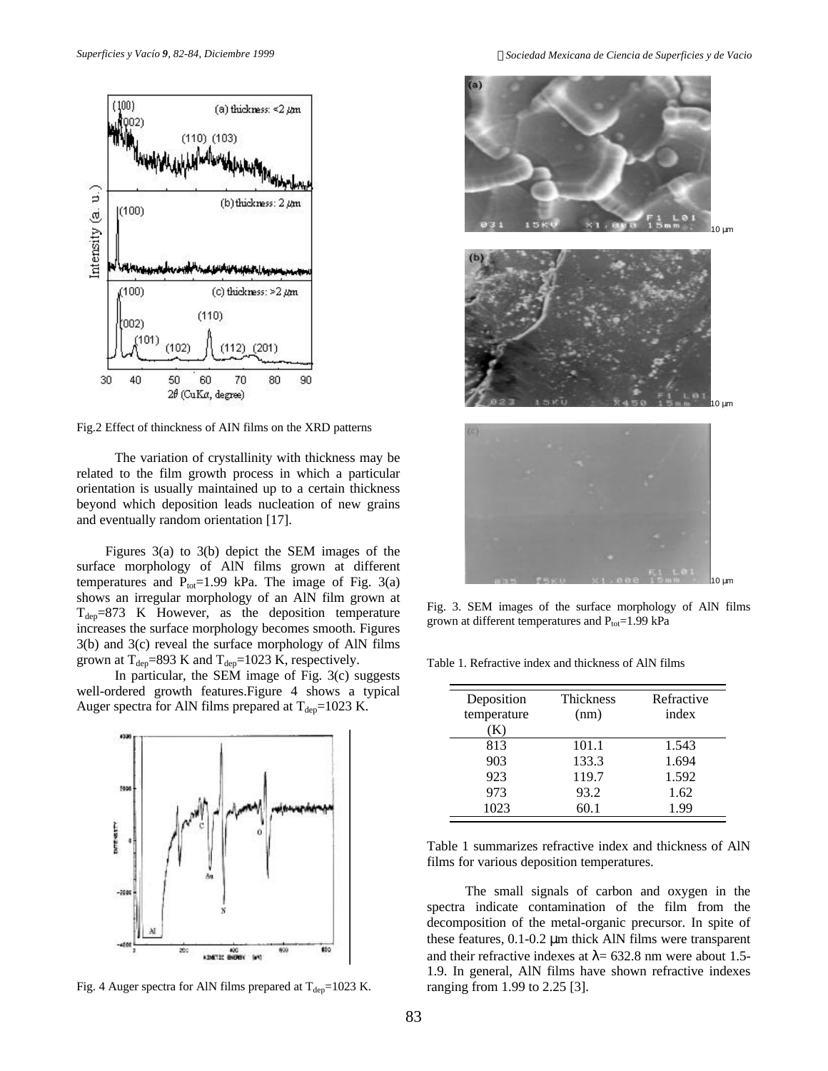(100)
(002)
(a) thickness: <2 μm
(110) (103)
(b) thickness: 2 μm
(100)
Intensity (a. u.)
(100)
(c) thickness: >2 μm
(002)
(101)
(110)
(102)
(112) (201)
30 40 50 60 70 80 90
2θ (CuKα, degree)

Fig.2 Effect of thinckness of AlN films on the XRD patterns

The variation of crystallinity with thickness may be related to the film growth process in which a particular orientation is usually maintained up to a certain thickness beyond which deposition leads nucleation of new grains and eventually random orientation [17].

Figures 3(a) to 3(b) depict the SEM images of the surface morphology of AlN films grown at different temperatures and $P_{tot}$=1.99 kPa. The image of Fig. 3(a) shows an irregular morphology of an AlN film grown at $T_{dep}$=873 K However, as the deposition temperature increases the surface morphology becomes smooth. Figures 3(b) and 3(c) reveal the surface morphology of AlN films grown at $T_{dep}$=893 K and $T_{dep}$=1023 K, respectively.

In particular, the SEM image of Fig. 3(c) suggests well-ordered growth features.Figure 4 shows a typical Auger spectra for AlN films prepared at $T_{dep}$=1023 K.

Fig. 4 Auger spectra for AlN films prepared at $T_{dep}$=1023 K.

(a)
10 μm
(b)
10 μm
(c)
10 μm

Fig. 3. SEM images of the surface morphology of AlN films grown at different temperatures and $P_{tot}$=1.99 kPa

Table 1. Refractive index and thickness of AlN films

| Deposition temperature (K) | Thickness (nm) | Refractive index |
|---|---|---|
| 813 | 101.1 | 1.543 |
| 903 | 133.3 | 1.694 |
| 923 | 119.7 | 1.592 |
| 973 | 93.2 | 1.62 |
| 1023 | 60.1 | 1.99 |

Table 1 summarizes refractive index and thickness of AlN films for various deposition temperatures.

The small signals of carbon and oxygen in the spectra indicate contamination of the film from the decomposition of the metal-organic precursor. In spite of these features, 0.1-0.2 μm thick AlN films were transparent and their refractive indexes at $\lambda$= 632.8 nm were about 1.5-1.9. In general, AlN films have shown refractive indexes ranging from 1.99 to 2.25 [3].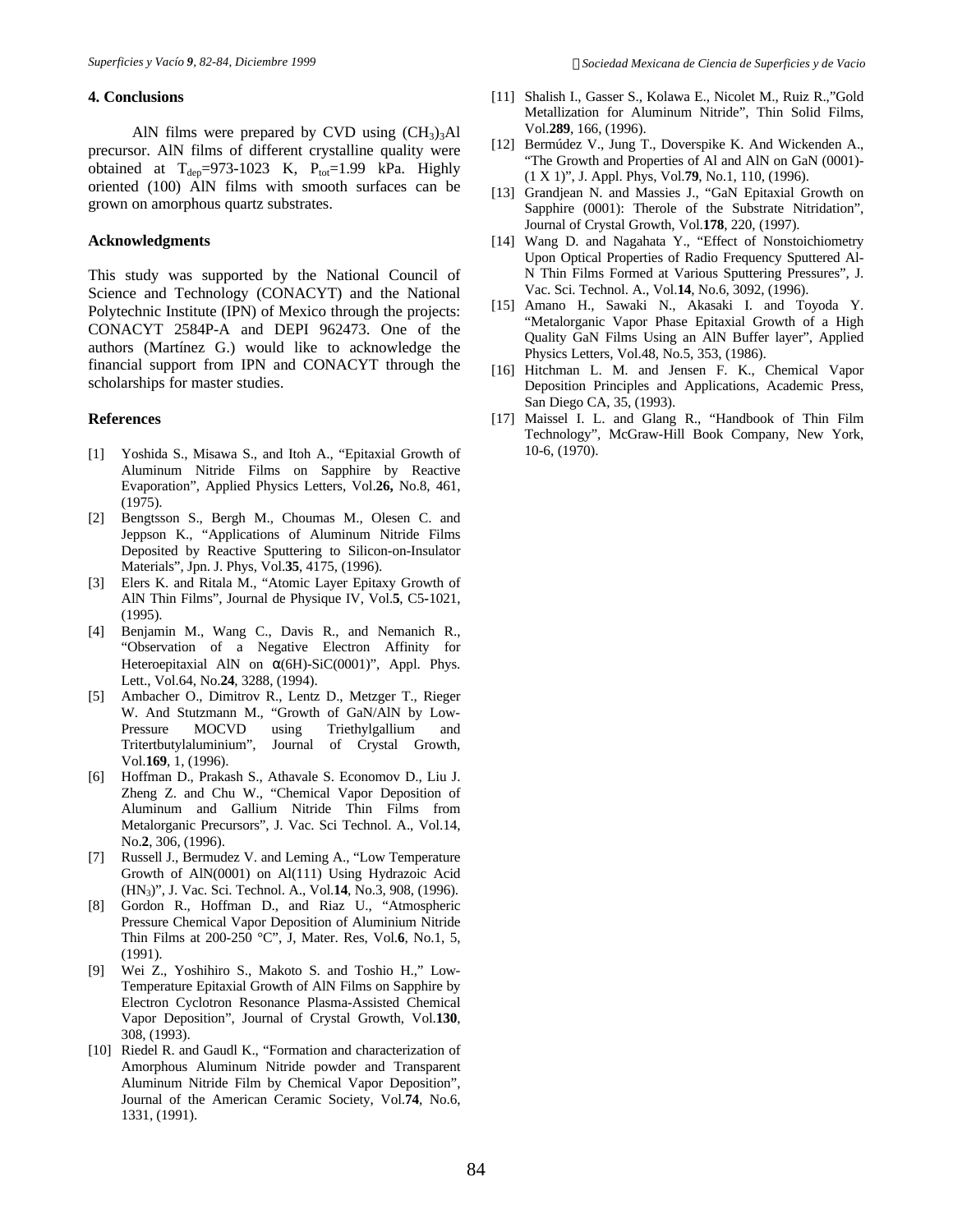## 4. Conclusions

AlN films were prepared by CVD using $(CH_3)_3Al$ precursor. AlN films of different crystalline quality were obtained at $T_{dep}$=973-1023 K, $P_{tot}$=1.99 kPa. Highly oriented (100) AlN films with smooth surfaces can be grown on amorphous quartz substrates.

## Acknowledgments

This study was supported by the National Council of Science and Technology (CONACYT) and the National Polytechnic Institute (IPN) of Mexico through the projects: CONACYT 2584P-A and DEPI 962473. One of the authors (Martínez G.) would like to acknowledge the financial support from IPN and CONACYT through the scholarships for master studies.

## References

[1] Yoshida S., Misawa S., and Itoh A., “Epitaxial Growth of Aluminum Nitride Films on Sapphire by Reactive Evaporation”, Applied Physics Letters, Vol.**26,** No.8, 461, (1975).

[2] Bengtsson S., Bergh M., Choumas M., Olesen C. and Jeppson K., “Applications of Aluminum Nitride Films Deposited by Reactive Sputtering to Silicon-on-Insulator Materials”, Jpn. J. Phys, Vol.**35**, 4175, (1996).

[3] Elers K. and Ritala M., “Atomic Layer Epitaxy Growth of AlN Thin Films”, Journal de Physique IV, Vol.**5**, C5-1021, (1995).

[4] Benjamin M., Wang C., Davis R., and Nemanich R., “Observation of a Negative Electron Affinity for Heteroepitaxial AlN on α(6H)-SiC(0001)”, Appl. Phys. Lett., Vol.64, No.**24**, 3288, (1994).

[5] Ambacher O., Dimitrov R., Lentz D., Metzger T., Rieger W. And Stutzmann M., “Growth of GaN/AlN by Low-Pressure MOCVD using Triethylgallium and Tritertbutylaluminium”, Journal of Crystal Growth, Vol.**169**, 1, (1996).

[6] Hoffman D., Prakash S., Athavale S. Economov D., Liu J. Zheng Z. and Chu W., “Chemical Vapor Deposition of Aluminum and Gallium Nitride Thin Films from Metalorganic Precursors”, J. Vac. Sci Technol. A., Vol.14, No.**2**, 306, (1996).

[7] Russell J., Bermudez V. and Leming A., “Low Temperature Growth of AlN(0001) on Al(111) Using Hydrazoic Acid ($HN_3$)”, J. Vac. Sci. Technol. A., Vol.**14**, No.3, 908, (1996).

[8] Gordon R., Hoffman D., and Riaz U., “Atmospheric Pressure Chemical Vapor Deposition of Aluminium Nitride Thin Films at 200-250 °C”, J, Mater. Res, Vol.**6**, No.1, 5, (1991).

[9] Wei Z., Yoshihiro S., Makoto S. and Toshio H.,” Low-Temperature Epitaxial Growth of AlN Films on Sapphire by Electron Cyclotron Resonance Plasma-Assisted Chemical Vapor Deposition”, Journal of Crystal Growth, Vol.**130**, 308, (1993).

[10] Riedel R. and Gaudl K., “Formation and characterization of Amorphous Aluminum Nitride powder and Transparent Aluminum Nitride Film by Chemical Vapor Deposition”, Journal of the American Ceramic Society, Vol.**74**, No.6, 1331, (1991).

[11] Shalish I., Gasser S., Kolawa E., Nicolet M., Ruiz R.,”Gold Metallization for Aluminum Nitride”, Thin Solid Films, Vol.**289**, 166, (1996).

[12] Bermúdez V., Jung T., Doverspike K. And Wickenden A., “The Growth and Properties of Al and AlN on GaN (0001)-(1 X 1)”, J. Appl. Phys, Vol.**79**, No.1, 110, (1996).

[13] Grandjean N. and Massies J., “GaN Epitaxial Growth on Sapphire (0001): Therole of the Substrate Nitridation”, Journal of Crystal Growth, Vol.**178**, 220, (1997).

[14] Wang D. and Nagahata Y., “Effect of Nonstoichiometry Upon Optical Properties of Radio Frequency Sputtered Al-N Thin Films Formed at Various Sputtering Pressures”, J. Vac. Sci. Technol. A., Vol.**14**, No.6, 3092, (1996).

[15] Amano H., Sawaki N., Akasaki I. and Toyoda Y. “Metalorganic Vapor Phase Epitaxial Growth of a High Quality GaN Films Using an AlN Buffer layer”, Applied Physics Letters, Vol.48, No.5, 353, (1986).

[16] Hitchman L. M. and Jensen F. K., Chemical Vapor Deposition Principles and Applications, Academic Press, San Diego CA, 35, (1993).

[17] Maissel I. L. and Glang R., “Handbook of Thin Film Technology”, McGraw-Hill Book Company, New York, 10-6, (1970).